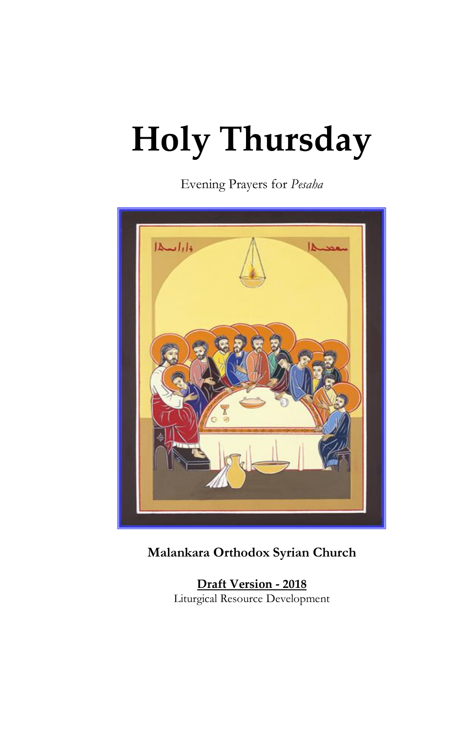# Holy Thursday

Evening Prayers for *Pesaha*

**Malankara Orthodox Syrian Church**

**Draft Version - 2018**

Liturgical Resource Development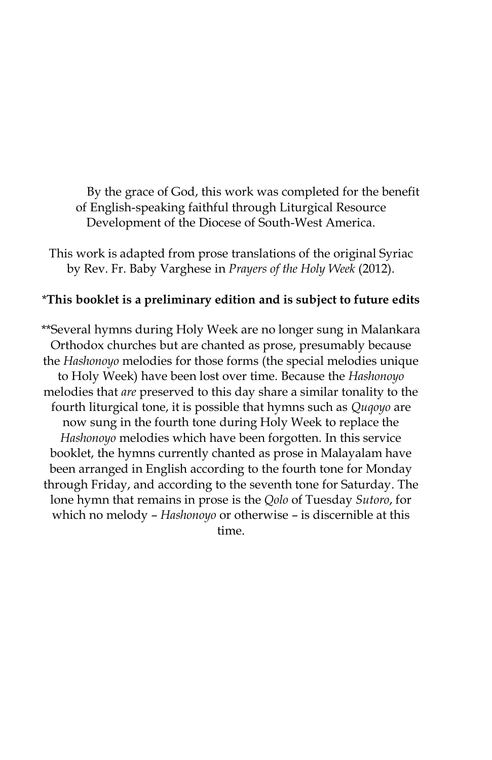By the grace of God, this work was completed for the benefit of English-speaking faithful through Liturgical Resource Development of the Diocese of South-West America.

This work is adapted from prose translations of the original Syriac by Rev. Fr. Baby Varghese in *Prayers of the Holy Week* (2012).

*__This booklet is a preliminary edition and is subject to future edits__

**Several hymns during Holy Week are no longer sung in Malankara Orthodox churches but are chanted as prose, presumably because the *Hashonoyo* melodies for those forms (the special melodies unique to Holy Week) have been lost over time. Because the *Hashonoyo* melodies that *are* preserved to this day share a similar tonality to the fourth liturgical tone, it is possible that hymns such as *Quqoyo* are now sung in the fourth tone during Holy Week to replace the *Hashonoyo* melodies which have been forgotten. In this service booklet, the hymns currently chanted as prose in Malayalam have been arranged in English according to the fourth tone for Monday through Friday, and according to the seventh tone for Saturday. The lone hymn that remains in prose is the *Qolo* of Tuesday *Sutoro*, for which no melody – *Hashonoyo* or otherwise – is discernible at this time.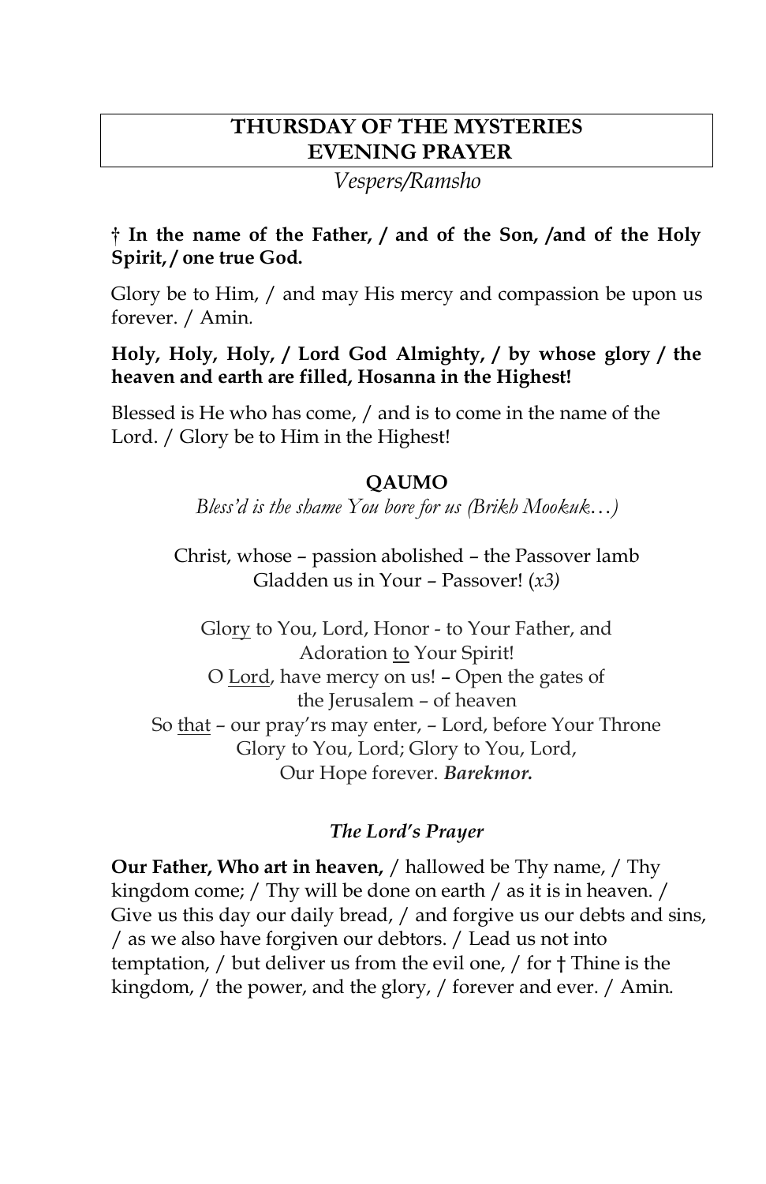# THURSDAY OF THE MYSTERIES
# EVENING PRAYER

*Vespers/Ramsho*

**† In the name of the Father, / and of the Son, /and of the Holy Spirit, / one true God.**

Glory be to Him, / and may His mercy and compassion be upon us forever. / Amin.

**Holy, Holy, Holy, / Lord God Almighty, / by whose glory / the heaven and earth are filled, Hosanna in the Highest!**

Blessed is He who has come, / and is to come in the name of the Lord. / Glory be to Him in the Highest!

### QAUMO

*Bless'd is the shame You bore for us (Brikh Mookuk…)*

Christ, whose – passion abolished – the Passover lamb
Gladden us in Your – Passover! *(x3)*

Glory to You, Lord, Honor - to Your Father, and
Adoration to Your Spirit!
O Lord, have mercy on us! – Open the gates of
the Jerusalem – of heaven
So that – our pray'rs may enter, – Lord, before Your Throne
Glory to You, Lord; Glory to You, Lord,
Our Hope forever. ***Barekmor.***

### *The Lord's Prayer*

**Our Father, Who art in heaven,** / hallowed be Thy name, / Thy kingdom come; / Thy will be done on earth / as it is in heaven. / Give us this day our daily bread, / and forgive us our debts and sins, / as we also have forgiven our debtors. / Lead us not into temptation, / but deliver us from the evil one, / for † Thine is the kingdom, / the power, and the glory, / forever and ever. / Amin.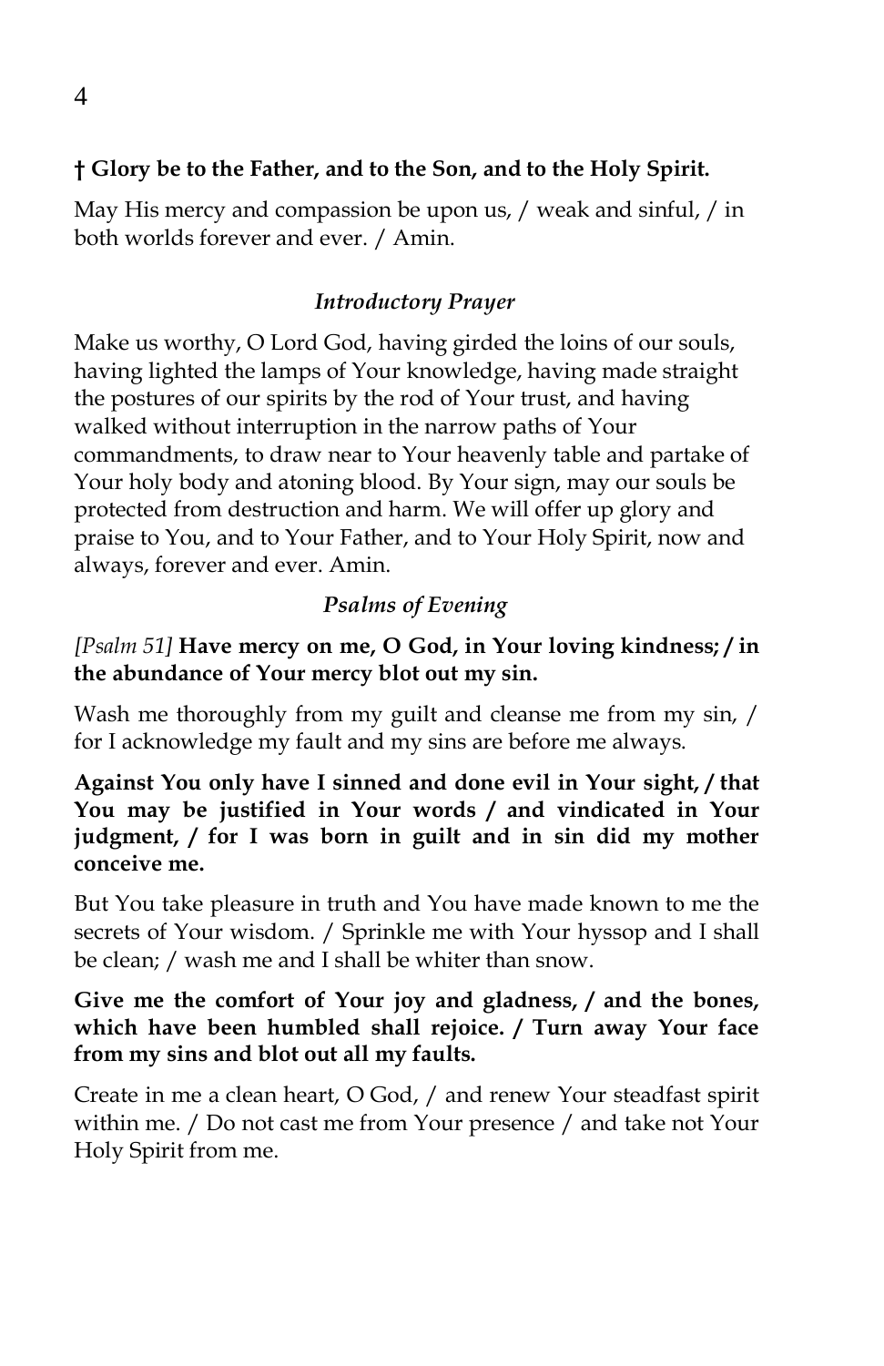**† Glory be to the Father, and to the Son, and to the Holy Spirit.**

May His mercy and compassion be upon us, / weak and sinful, / in both worlds forever and ever. / Amin.

### *Introductory Prayer*

Make us worthy, O Lord God, having girded the loins of our souls, having lighted the lamps of Your knowledge, having made straight the postures of our spirits by the rod of Your trust, and having walked without interruption in the narrow paths of Your commandments, to draw near to Your heavenly table and partake of Your holy body and atoning blood. By Your sign, may our souls be protected from destruction and harm. We will offer up glory and praise to You, and to Your Father, and to Your Holy Spirit, now and always, forever and ever. Amin.

### *Psalms of Evening*

*[Psalm 51]* **Have mercy on me, O God, in Your loving kindness; / in the abundance of Your mercy blot out my sin.**

Wash me thoroughly from my guilt and cleanse me from my sin, / for I acknowledge my fault and my sins are before me always.

**Against You only have I sinned and done evil in Your sight, / that You may be justified in Your words / and vindicated in Your judgment, / for I was born in guilt and in sin did my mother conceive me.**

But You take pleasure in truth and You have made known to me the secrets of Your wisdom. / Sprinkle me with Your hyssop and I shall be clean; / wash me and I shall be whiter than snow.

**Give me the comfort of Your joy and gladness, / and the bones, which have been humbled shall rejoice. / Turn away Your face from my sins and blot out all my faults.**

Create in me a clean heart, O God, / and renew Your steadfast spirit within me. / Do not cast me from Your presence / and take not Your Holy Spirit from me.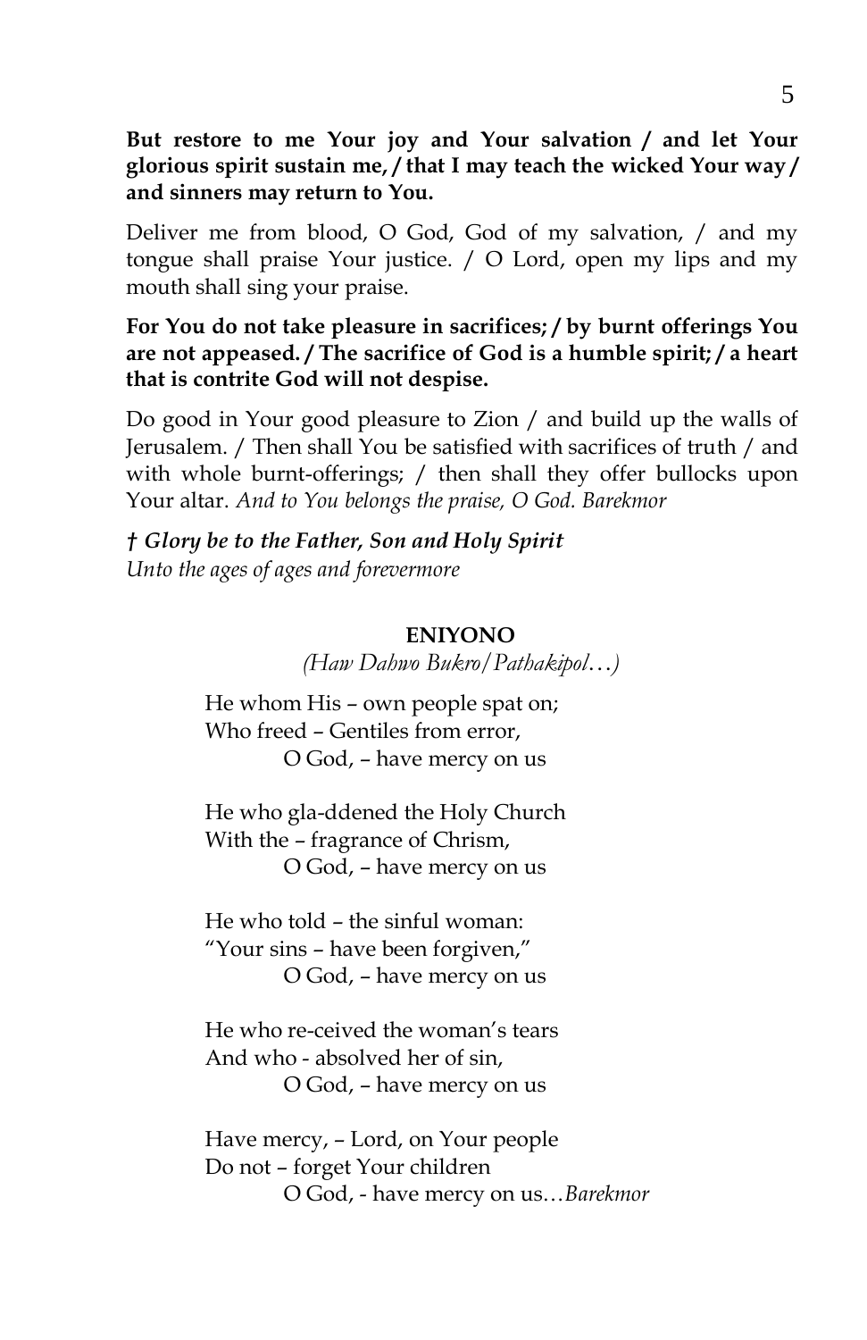**But restore to me Your joy and Your salvation / and let Your glorious spirit sustain me, / that I may teach the wicked Your way / and sinners may return to You.**

Deliver me from blood, O God, God of my salvation, / and my tongue shall praise Your justice. / O Lord, open my lips and my mouth shall sing your praise.

**For You do not take pleasure in sacrifices; / by burnt offerings You are not appeased. / The sacrifice of God is a humble spirit; / a heart that is contrite God will not despise.**

Do good in Your good pleasure to Zion / and build up the walls of Jerusalem. / Then shall You be satisfied with sacrifices of truth / and with whole burnt-offerings; / then shall they offer bullocks upon Your altar. *And to You belongs the praise, O God. Barekmor*

***† Glory be to the Father, Son and Holy Spirit***
*Unto the ages of ages and forevermore*

**ENIYONO**

*(Haw Dahwo Bukro/Pathakipol…)*

He whom His – own people spat on;
Who freed – Gentiles from error,
O God, – have mercy on us

He who gla-ddened the Holy Church
With the – fragrance of Chrism,
O God, – have mercy on us

He who told – the sinful woman:
"Your sins – have been forgiven,"
O God, – have mercy on us

He who re-ceived the woman's tears
And who - absolved her of sin,
O God, – have mercy on us

Have mercy, – Lord, on Your people
Do not – forget Your children
O God, - have mercy on us…*Barekmor*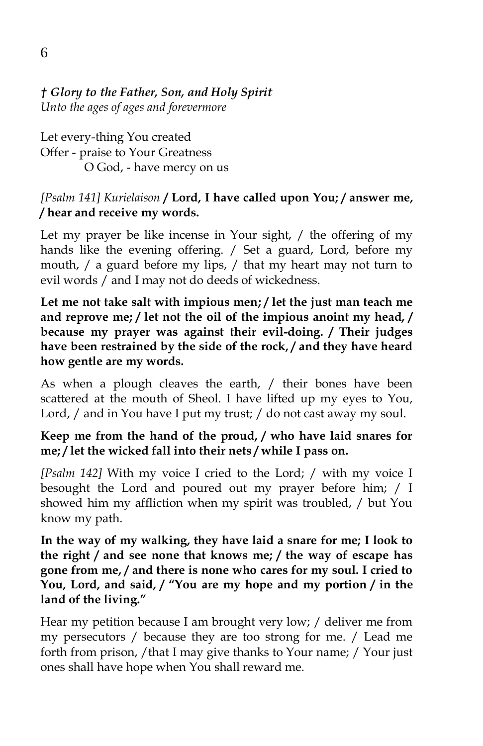***† Glory to the Father, Son, and Holy Spirit***
*Unto the ages of ages and forevermore*

Let every-thing You created
Offer - praise to Your Greatness
O God, - have mercy on us

*[Psalm 141] Kurielaison* **/ Lord, I have called upon You; / answer me, / hear and receive my words.**

Let my prayer be like incense in Your sight, / the offering of my hands like the evening offering. / Set a guard, Lord, before my mouth, / a guard before my lips, / that my heart may not turn to evil words / and I may not do deeds of wickedness.

**Let me not take salt with impious men; / let the just man teach me and reprove me; / let not the oil of the impious anoint my head, / because my prayer was against their evil-doing. / Their judges have been restrained by the side of the rock, / and they have heard how gentle are my words.**

As when a plough cleaves the earth, / their bones have been scattered at the mouth of Sheol. I have lifted up my eyes to You, Lord, / and in You have I put my trust; / do not cast away my soul.

**Keep me from the hand of the proud, / who have laid snares for me; / let the wicked fall into their nets / while I pass on.**

*[Psalm 142]* With my voice I cried to the Lord; / with my voice I besought the Lord and poured out my prayer before him; / I showed him my affliction when my spirit was troubled, / but You know my path.

**In the way of my walking, they have laid a snare for me; I look to the right / and see none that knows me; / the way of escape has gone from me, / and there is none who cares for my soul. I cried to You, Lord, and said, / "You are my hope and my portion / in the land of the living."**

Hear my petition because I am brought very low; / deliver me from my persecutors / because they are too strong for me. / Lead me forth from prison, /that I may give thanks to Your name; / Your just ones shall have hope when You shall reward me.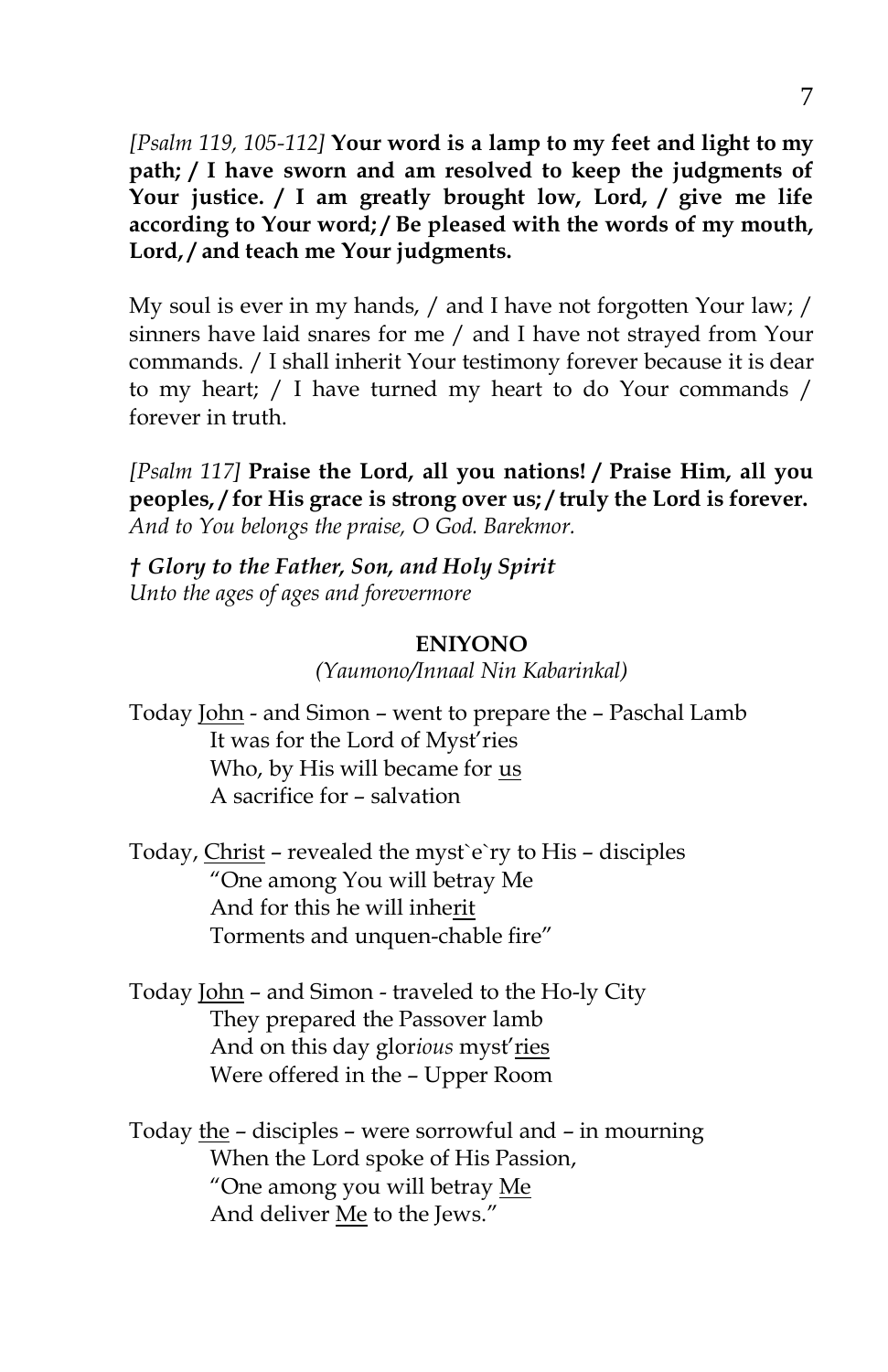*[Psalm 119, 105-112]* **Your word is a lamp to my feet and light to my path; / I have sworn and am resolved to keep the judgments of Your justice. / I am greatly brought low, Lord, / give me life according to Your word; / Be pleased with the words of my mouth, Lord, / and teach me Your judgments.**

My soul is ever in my hands, / and I have not forgotten Your law; / sinners have laid snares for me / and I have not strayed from Your commands. / I shall inherit Your testimony forever because it is dear to my heart; / I have turned my heart to do Your commands / forever in truth.

*[Psalm 117]* **Praise the Lord, all you nations! / Praise Him, all you peoples, / for His grace is strong over us; / truly the Lord is forever.**
*And to You belongs the praise, O God. Barekmor.*

***† Glory to the Father, Son, and Holy Spirit***
*Unto the ages of ages and forevermore*

**ENIYONO**

*(Yaumono/Innaal Nin Kabarinkal)*

Today <u>John</u> - and Simon – went to prepare the – Paschal Lamb
It was for the Lord of Myst'ries
Who, by His will became for <u>us</u>
A sacrifice for – salvation

Today, <u>Christ</u> – revealed the myst`e`ry to His – disciples
"One among You will betray Me
And for this he will inhe<u>rit</u>
Torments and unquen-chable fire"

Today <u>John</u> – and Simon - traveled to the Ho-ly City
They prepared the Passover lamb
And on this day glor*ious* myst'<u>ries</u>
Were offered in the – Upper Room

Today <u>the</u> – disciples – were sorrowful and – in mourning
When the Lord spoke of His Passion,
"One among you will betray <u>Me</u>
And deliver <u>Me</u> to the Jews."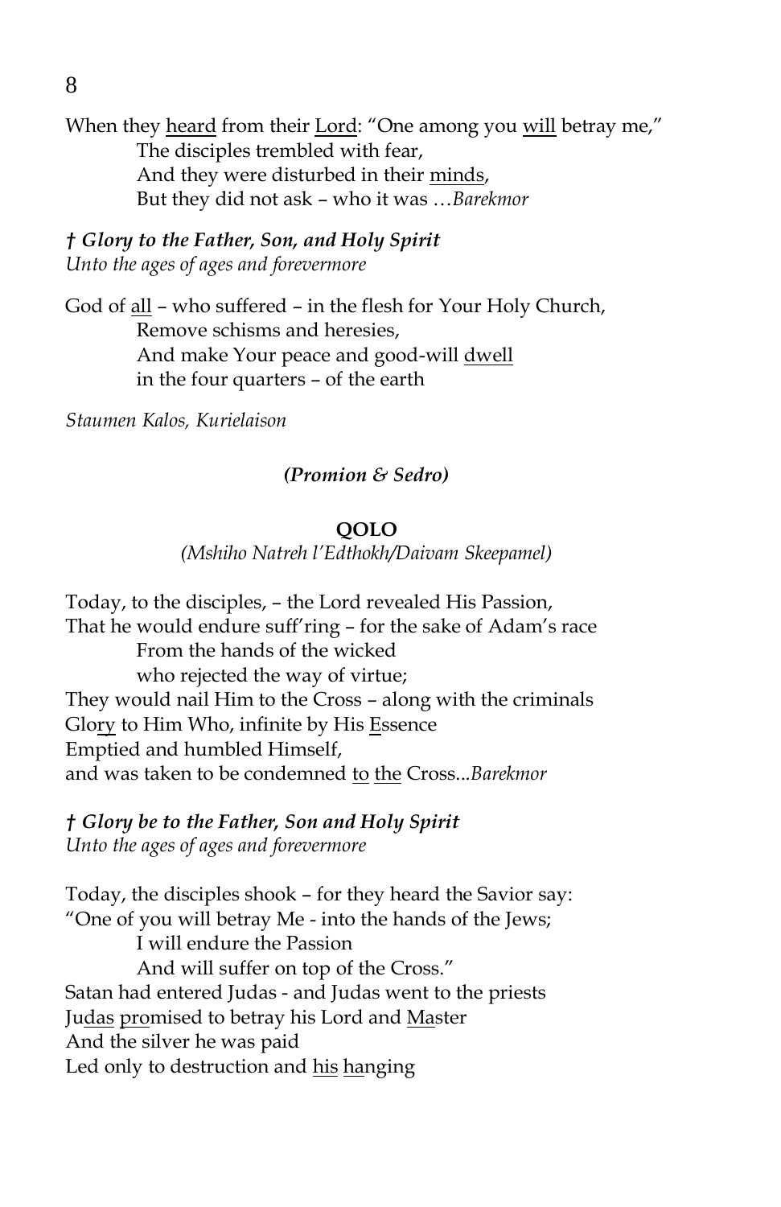When they <u>heard</u> from their <u>Lord</u>: "One among you <u>will</u> betray me,"
    The disciples trembled with fear,
    And they were disturbed in their <u>minds</u>,
    But they did not ask – who it was …*Barekmor*

***† Glory to the Father, Son, and Holy Spirit***
*Unto the ages of ages and forevermore*

God of <u>all</u> – who suffered – in the flesh for Your Holy Church,
    Remove schisms and heresies,
    And make Your peace and good-will <u>dwell</u>
    in the four quarters – of the earth

*Staumen Kalos, Kurielaison*

***(Promion & Sedro)***

**QOLO**

*(Mshiho Natreh l'Edthokh/Daivam Skeepamel)*

Today, to the disciples, – the Lord revealed His Passion,
That he would endure suff'ring – for the sake of Adam's race
    From the hands of the wicked
    who rejected the way of virtue;
They would nail Him to the Cross – along with the criminals
Glo<u>ry</u> to Him Who, infinite by His <u>E</u>ssence
Emptied and humbled Himself,
and was taken to be condemned <u>to</u> <u>the</u> Cross...*Barekmor*

***† Glory be to the Father, Son and Holy Spirit***
*Unto the ages of ages and forevermore*

Today, the disciples shook – for they heard the Savior say:
"One of you will betray Me - into the hands of the Jews;
    I will endure the Passion
    And will suffer on top of the Cross."
Satan had entered Judas - and Judas went to the priests
Ju<u>das</u> <u>pro</u>mised to betray his Lord and <u>Ma</u>ster
And the silver he was paid
Led only to destruction and <u>his</u> <u>ha</u>nging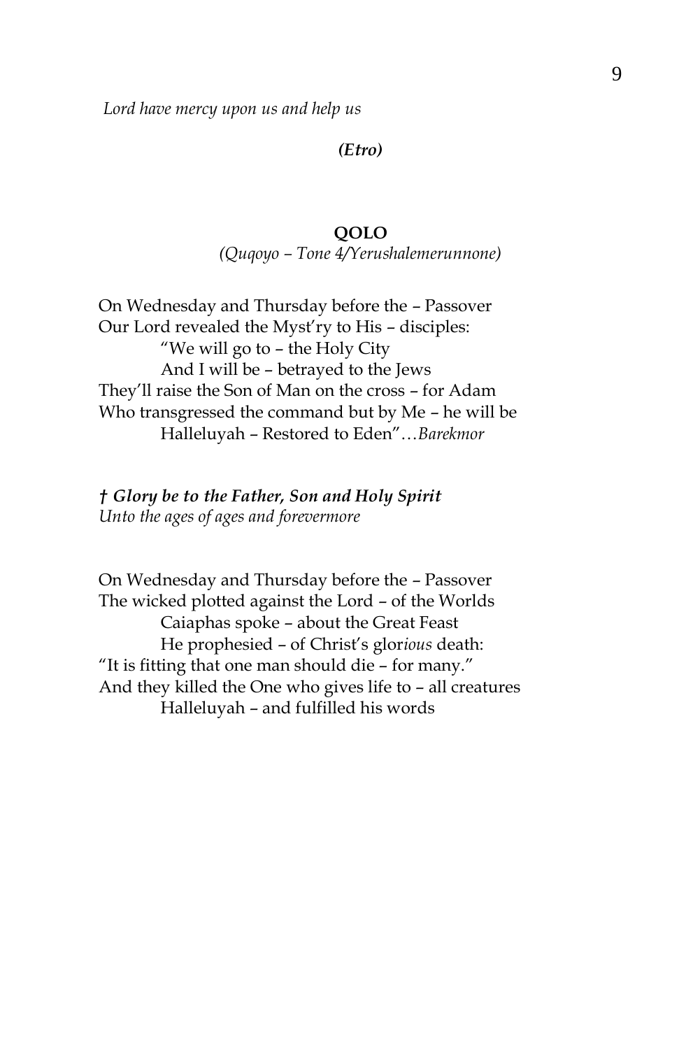*Lord have mercy upon us and help us*

***(Etro)***

**QOLO**

*(Quqoyo – Tone 4/Yerushalemerunnone)*

On Wednesday and Thursday before the – Passover
Our Lord revealed the Myst'ry to His – disciples:
    "We will go to – the Holy City
    And I will be – betrayed to the Jews
They'll raise the Son of Man on the cross – for Adam
Who transgressed the command but by Me – he will be
    Halleluyah – Restored to Eden"…*Barekmor*

***† Glory be to the Father, Son and Holy Spirit***
*Unto the ages of ages and forevermore*

On Wednesday and Thursday before the – Passover
The wicked plotted against the Lord – of the Worlds
    Caiaphas spoke – about the Great Feast
    He prophesied – of Christ's glor*ious* death:
"It is fitting that one man should die – for many."
And they killed the One who gives life to – all creatures
    Halleluyah – and fulfilled his words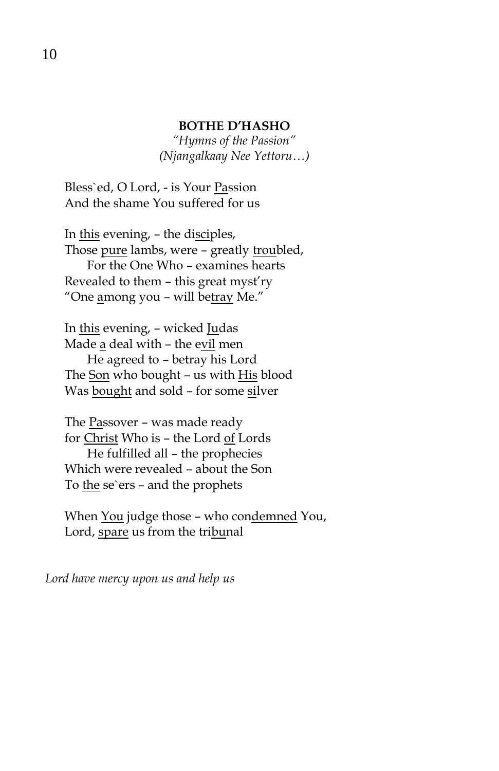**BOTHE D'HASHO**

*"Hymns of the Passion"*
*(Njangalkaay Nee Yettoru…)*

Bless`ed, O Lord, - is Your Passion
And the shame You suffered for us

In this evening, – the disciples,
Those pure lambs, were – greatly troubled,
For the One Who – examines hearts
Revealed to them – this great myst'ry
"One among you – will betray Me."

In this evening, – wicked Judas
Made a deal with – the evil men
He agreed to – betray his Lord
The Son who bought – us with His blood
Was bought and sold – for some silver

The Passover – was made ready
for Christ Who is – the Lord of Lords
He fulfilled all – the prophecies
Which were revealed – about the Son
To the se`ers – and the prophets

When You judge those – who condemned You,
Lord, spare us from the tribunal

*Lord have mercy upon us and help us*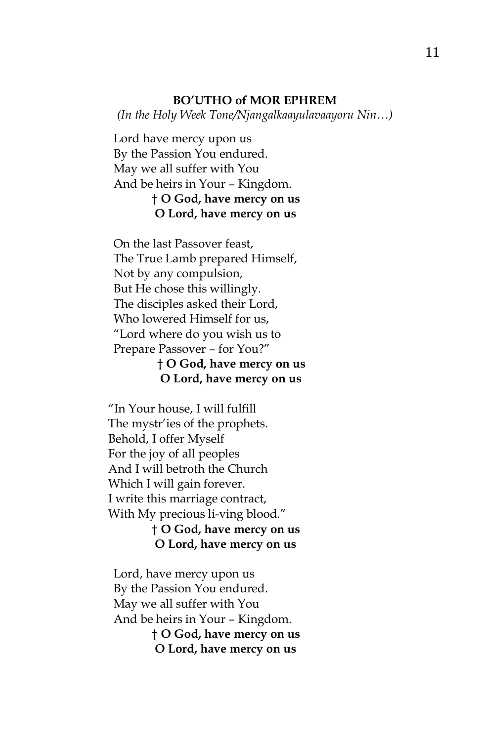**BO'UTHO of MOR EPHREM**

*(In the Holy Week Tone/Njangalkaayulavaayoru Nin…)*

Lord have mercy upon us
By the Passion You endured.
May we all suffer with You
And be heirs in Your – Kingdom.

**† O God, have mercy on us**
**O Lord, have mercy on us**

On the last Passover feast,
The True Lamb prepared Himself,
Not by any compulsion,
But He chose this willingly.
The disciples asked their Lord,
Who lowered Himself for us,
"Lord where do you wish us to
Prepare Passover – for You?"

**† O God, have mercy on us**
**O Lord, have mercy on us**

"In Your house, I will fulfill
The mystr'ies of the prophets.
Behold, I offer Myself
For the joy of all peoples
And I will betroth the Church
Which I will gain forever.
I write this marriage contract,
With My precious li-ving blood."

**† O God, have mercy on us**
**O Lord, have mercy on us**

Lord, have mercy upon us
By the Passion You endured.
May we all suffer with You
And be heirs in Your – Kingdom.

**† O God, have mercy on us**
**O Lord, have mercy on us**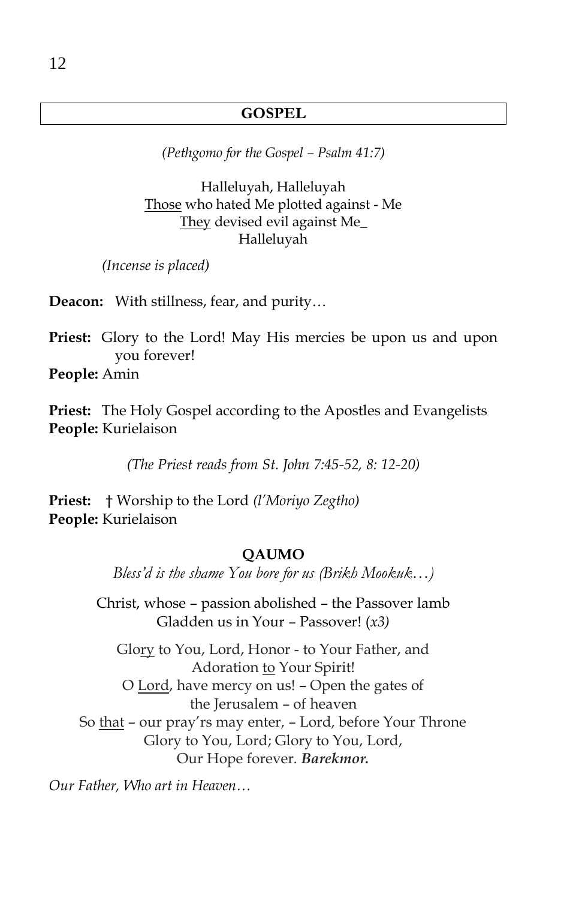## GOSPEL

*(Pethgomo for the Gospel – Psalm 41:7)*

Halleluyah, Halleluyah
Those who hated Me plotted against - Me
They devised evil against Me_
Halleluyah

*(Incense is placed)*

**Deacon:** With stillness, fear, and purity…

**Priest:** Glory to the Lord! May His mercies be upon us and upon you forever!
**People:** Amin

**Priest:** The Holy Gospel according to the Apostles and Evangelists
**People:** Kurielaison

*(The Priest reads from St. John 7:45-52, 8: 12-20)*

**Priest:** † Worship to the Lord *(l'Moriyo Zegtho)*
**People:** Kurielaison

**QAUMO**

*Bless'd is the shame You bore for us (Brikh Mookuk…)*

Christ, whose – passion abolished – the Passover lamb
Gladden us in Your – Passover! (*x3)*

Glory to You, Lord, Honor - to Your Father, and
Adoration to Your Spirit!
O Lord, have mercy on us! – Open the gates of
the Jerusalem – of heaven
So that – our pray'rs may enter, – Lord, before Your Throne
Glory to You, Lord; Glory to You, Lord,
Our Hope forever. ***Barekmor.***

*Our Father, Who art in Heaven…*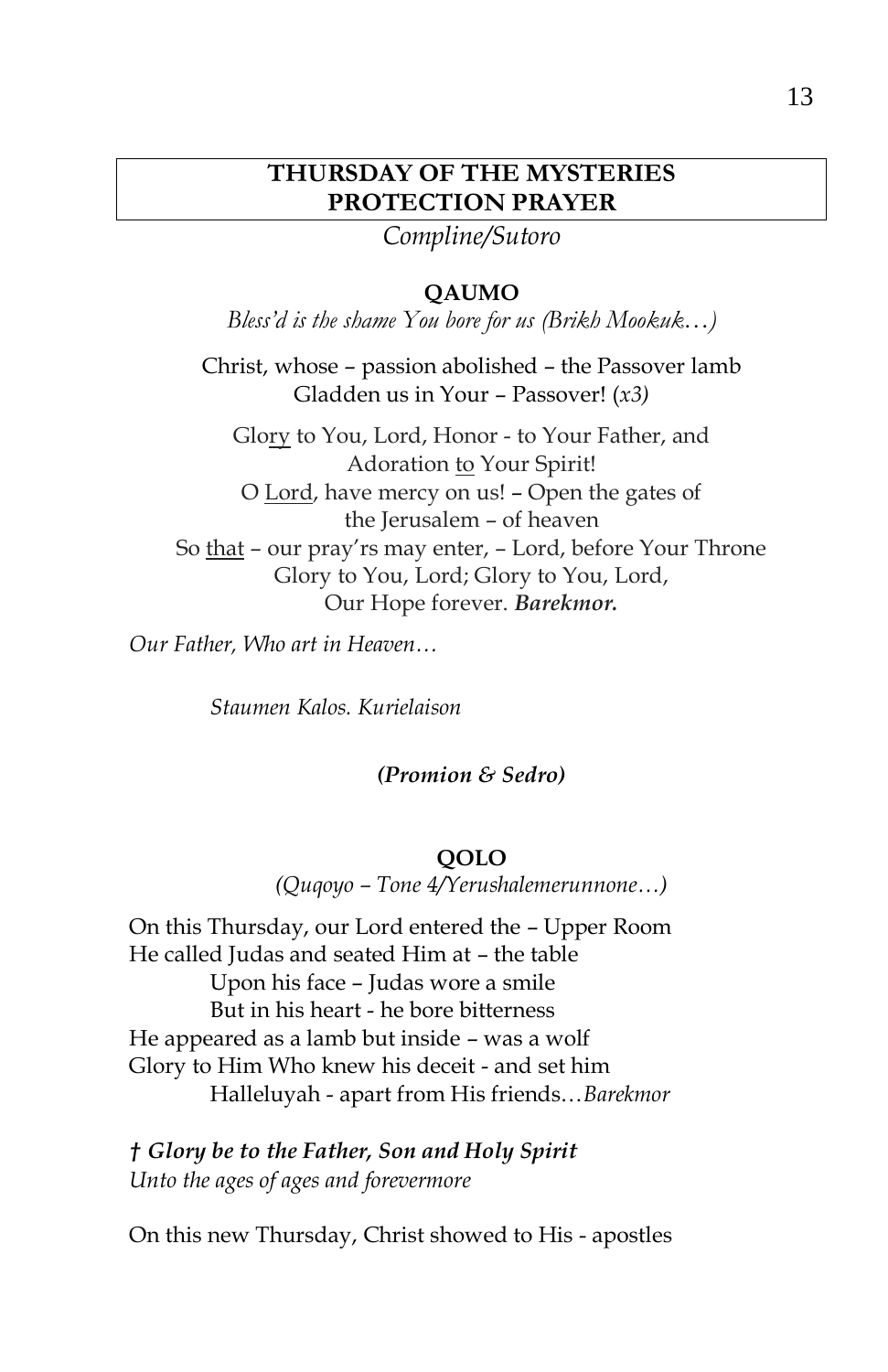## THURSDAY OF THE MYSTERIES PROTECTION PRAYER

*Compline/Sutoro*

**QAUMO**

*Bless'd is the shame You bore for us (Brikh Mookuk…)*

Christ, whose – passion abolished – the Passover lamb
Gladden us in Your – Passover! (*x3*)

Glo<u>ry</u> to You, Lord, Honor - to Your Father, and
Adoration <u>to</u> Your Spirit!
O <u>Lord</u>, have mercy on us! – Open the gates of
the Jerusalem – of heaven
So <u>that</u> – our pray'rs may enter, – Lord, before Your Throne
Glory to You, Lord; Glory to You, Lord,
Our Hope forever. ***Barekmor.***

*Our Father, Who art in Heaven…*

*Staumen Kalos. Kurielaison*

***(Promion & Sedro)***

**QOLO**

*(Quqoyo – Tone 4/Yerushalemerunnone…)*

On this Thursday, our Lord entered the – Upper Room
He called Judas and seated Him at – the table
Upon his face – Judas wore a smile
But in his heart - he bore bitterness
He appeared as a lamb but inside – was a wolf
Glory to Him Who knew his deceit - and set him
Halleluyah - apart from His friends…*Barekmor*

***† Glory be to the Father, Son and Holy Spirit***
*Unto the ages of ages and forevermore*

On this new Thursday, Christ showed to His - apostles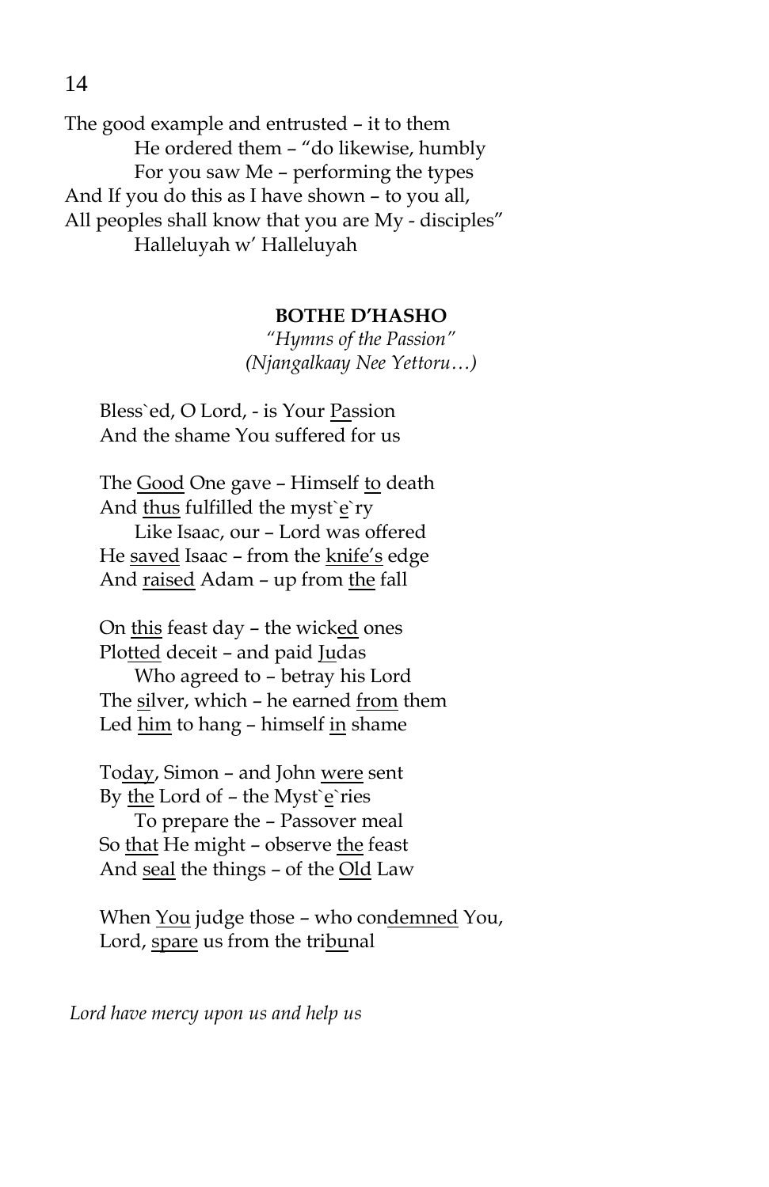The good example and entrusted – it to them
He ordered them – "do likewise, humbly
For you saw Me – performing the types
And If you do this as I have shown – to you all,
All peoples shall know that you are My - disciples"
Halleluyah w' Halleluyah

**BOTHE D'HASHO**

*"Hymns of the Passion"*
*(Njangalkaay Nee Yettoru…)*

Bless`ed, O Lord, - is Your <u>Pa</u>ssion
And the shame You suffered for us

The <u>Good</u> One gave – Himself <u>to</u> death
And <u>thus</u> fulfilled the myst`<u>e</u>`ry
Like Isaac, our – Lord was offered
He <u>saved</u> Isaac – from the <u>knife's</u> edge
And <u>raised</u> Adam – up from <u>the</u> fall

On <u>this</u> feast day – the wick<u>ed</u> ones
Plo<u>tted</u> deceit – and paid <u>Ju</u>das
Who agreed to – betray his Lord
The <u>si</u>lver, which – he earned <u>from</u> them
Led <u>him</u> to hang – himself <u>in</u> shame

To<u>day</u>, Simon – and John <u>were</u> sent
By <u>the</u> Lord of – the Myst`<u>e</u>`ries
To prepare the – Passover meal
So <u>that</u> He might – observe <u>the</u> feast
And <u>seal</u> the things – of the <u>Old</u> Law

When <u>You</u> judge those – who con<u>demned</u> You,
Lord, <u>spare</u> us from the tri<u>bu</u>nal

*Lord have mercy upon us and help us*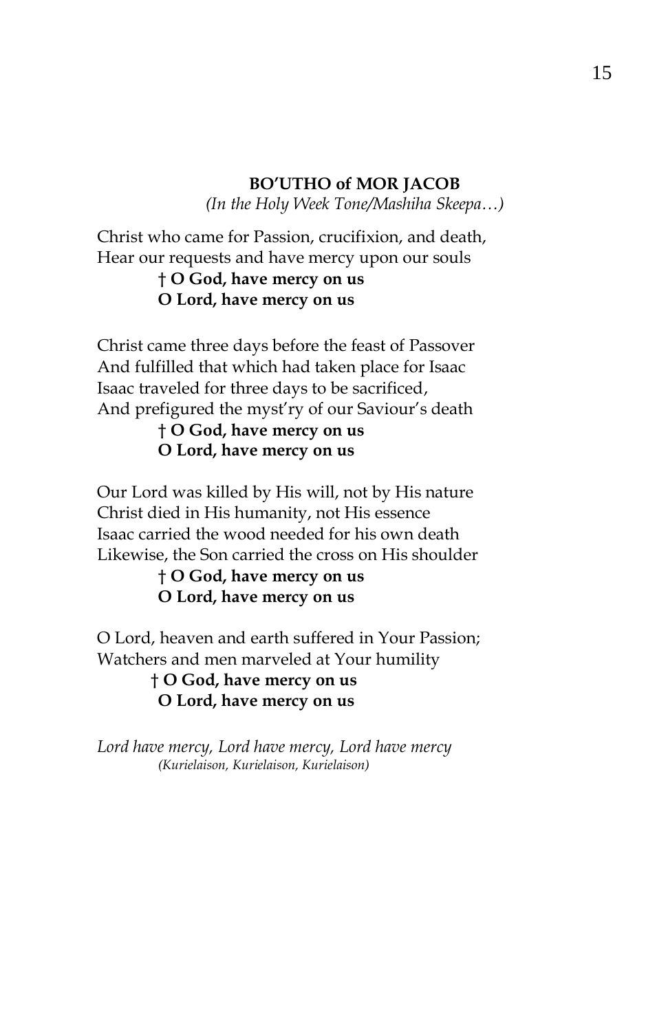## BO'UTHO of MOR JACOB

*(In the Holy Week Tone/Mashiha Skeepa…)*

Christ who came for Passion, crucifixion, and death,
Hear our requests and have mercy upon our souls

**† O God, have mercy on us**
**O Lord, have mercy on us**

Christ came three days before the feast of Passover
And fulfilled that which had taken place for Isaac
Isaac traveled for three days to be sacrificed,
And prefigured the myst'ry of our Saviour's death

**† O God, have mercy on us**
**O Lord, have mercy on us**

Our Lord was killed by His will, not by His nature
Christ died in His humanity, not His essence
Isaac carried the wood needed for his own death
Likewise, the Son carried the cross on His shoulder

**† O God, have mercy on us**
**O Lord, have mercy on us**

O Lord, heaven and earth suffered in Your Passion;
Watchers and men marveled at Your humility

**† O God, have mercy on us**
**O Lord, have mercy on us**

*Lord have mercy, Lord have mercy, Lord have mercy*
*(Kurielaison, Kurielaison, Kurielaison)*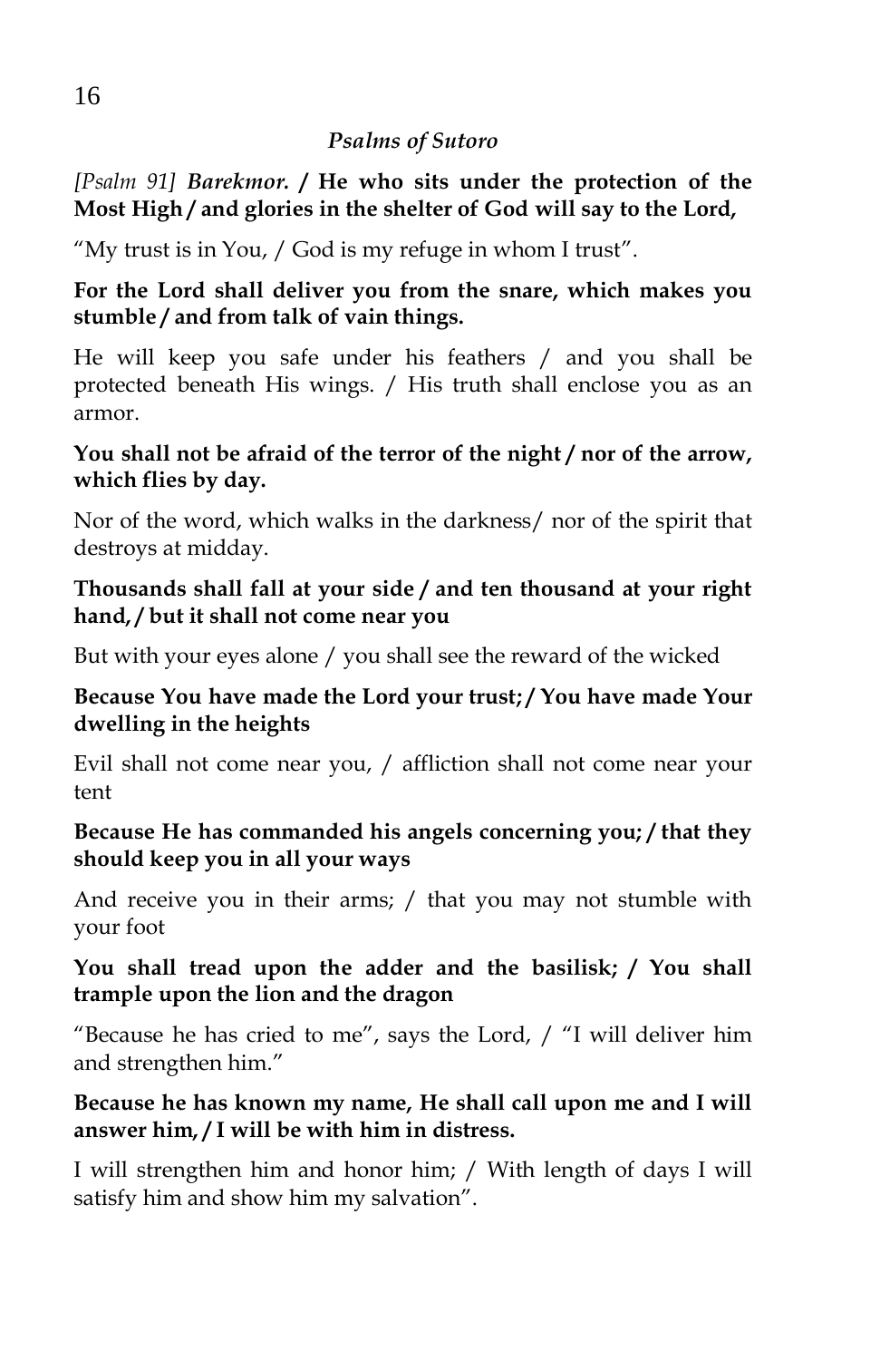### *Psalms of Sutoro*

*[Psalm 91]* ***Barekmor.*** **/ He who sits under the protection of the Most High / and glories in the shelter of God will say to the Lord,**

“My trust is in You, / God is my refuge in whom I trust”.

**For the Lord shall deliver you from the snare, which makes you stumble / and from talk of vain things.**

He will keep you safe under his feathers / and you shall be protected beneath His wings. / His truth shall enclose you as an armor.

**You shall not be afraid of the terror of the night / nor of the arrow, which flies by day.**

Nor of the word, which walks in the darkness/ nor of the spirit that destroys at midday.

**Thousands shall fall at your side / and ten thousand at your right hand, / but it shall not come near you**

But with your eyes alone / you shall see the reward of the wicked

**Because You have made the Lord your trust; / You have made Your dwelling in the heights**

Evil shall not come near you, / affliction shall not come near your tent

**Because He has commanded his angels concerning you; / that they should keep you in all your ways**

And receive you in their arms; / that you may not stumble with your foot

**You shall tread upon the adder and the basilisk; / You shall trample upon the lion and the dragon**

“Because he has cried to me”, says the Lord, / “I will deliver him and strengthen him.”

**Because he has known my name, He shall call upon me and I will answer him, / I will be with him in distress.**

I will strengthen him and honor him; / With length of days I will satisfy him and show him my salvation”.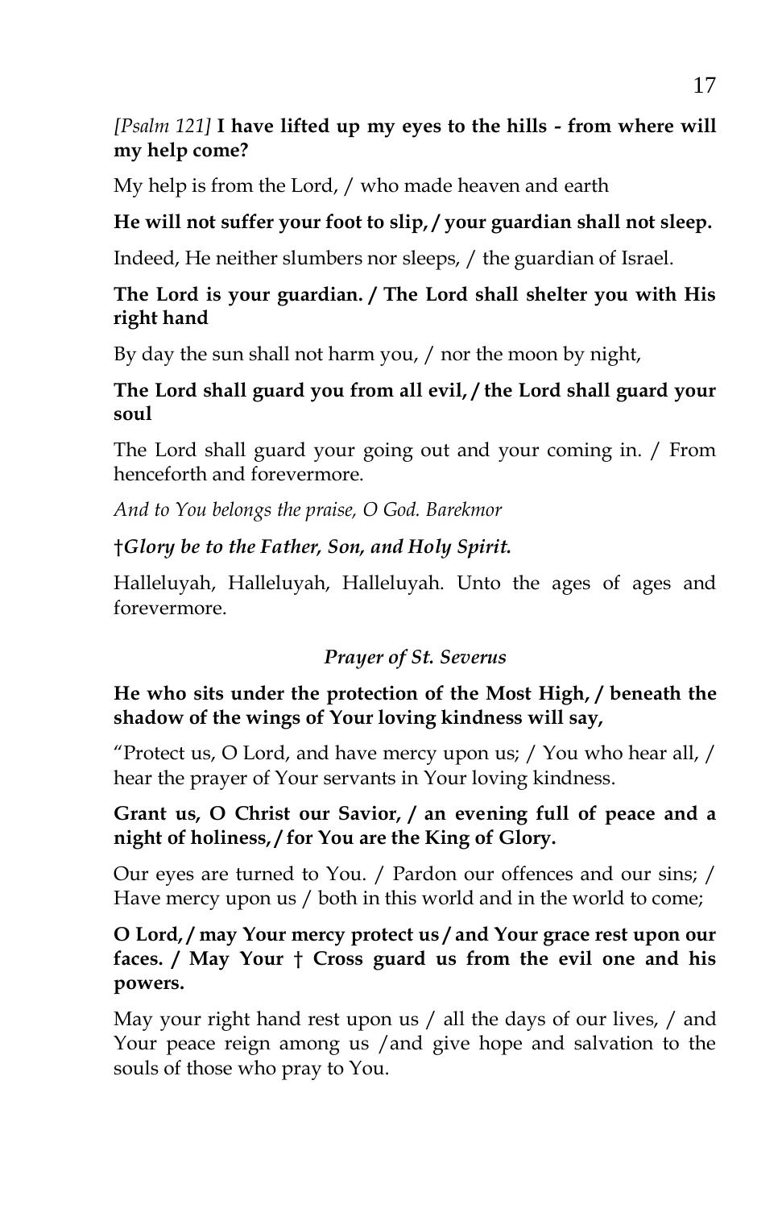*[Psalm 121]* **I have lifted up my eyes to the hills - from where will my help come?**

My help is from the Lord, / who made heaven and earth

**He will not suffer your foot to slip, / your guardian shall not sleep.**

Indeed, He neither slumbers nor sleeps, / the guardian of Israel.

**The Lord is your guardian. / The Lord shall shelter you with His right hand**

By day the sun shall not harm you, / nor the moon by night,

**The Lord shall guard you from all evil, / the Lord shall guard your soul**

The Lord shall guard your going out and your coming in. / From henceforth and forevermore.

*And to You belongs the praise, O God. Barekmor*

**†*Glory be to the Father, Son, and Holy Spirit.***

Halleluyah, Halleluyah, Halleluyah. Unto the ages of ages and forevermore.

### *Prayer of St. Severus*

**He who sits under the protection of the Most High, / beneath the shadow of the wings of Your loving kindness will say,**

"Protect us, O Lord, and have mercy upon us; / You who hear all, / hear the prayer of Your servants in Your loving kindness.

**Grant us, O Christ our Savior, / an evening full of peace and a night of holiness, / for You are the King of Glory.**

Our eyes are turned to You. / Pardon our offences and our sins; / Have mercy upon us / both in this world and in the world to come;

**O Lord, / may Your mercy protect us / and Your grace rest upon our faces. / May Your † Cross guard us from the evil one and his powers.**

May your right hand rest upon us / all the days of our lives, / and Your peace reign among us /and give hope and salvation to the souls of those who pray to You.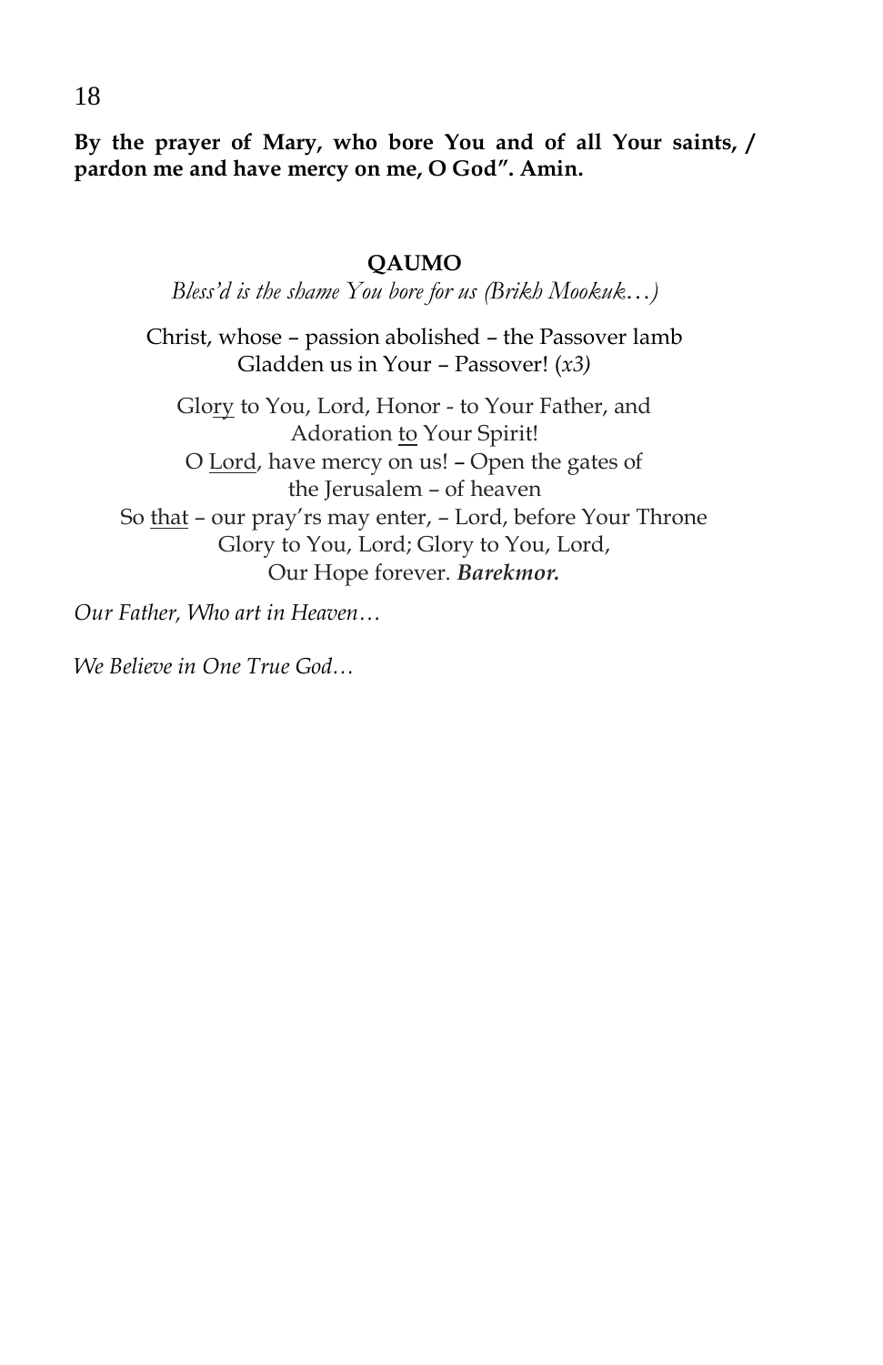**By the prayer of Mary, who bore You and of all Your saints, / pardon me and have mercy on me, O God". Amin.**

**QAUMO**

*Bless'd is the shame You bore for us (Brikh Mookuk…)*

Christ, whose – passion abolished – the Passover lamb
Gladden us in Your – Passover! (*x3)*

Glory to You, Lord, Honor - to Your Father, and
Adoration to Your Spirit!
O Lord, have mercy on us! – Open the gates of
the Jerusalem – of heaven
So that – our pray'rs may enter, – Lord, before Your Throne
Glory to You, Lord; Glory to You, Lord,
Our Hope forever. ***Barekmor.***

*Our Father, Who art in Heaven…*

*We Believe in One True God…*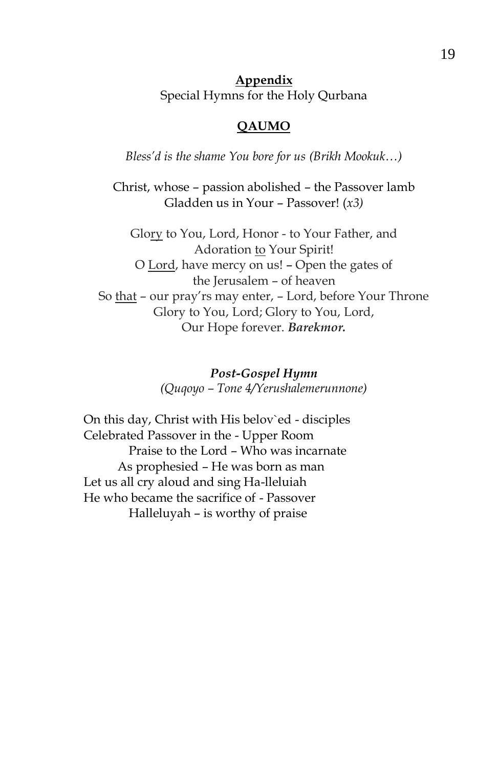**<u>Appendix</u>**
Special Hymns for the Holy Qurbana

**<u>QAUMO</u>**

*Bless'd is the shame You bore for us (Brikh Mookuk…)*

Christ, whose – passion abolished – the Passover lamb
Gladden us in Your – Passover! *(x3)*

Glo<u>ry</u> to You, Lord, Honor - to Your Father, and
Adoration <u>to</u> Your Spirit!
O <u>Lord</u>, have mercy on us! – Open the gates of
the Jerusalem – of heaven
So <u>that</u> – our pray'rs may enter, – Lord, before Your Throne
Glory to You, Lord; Glory to You, Lord,
Our Hope forever. ***Barekmor.***

***Post-Gospel Hymn***
*(Quqoyo – Tone 4/Yerushalemerunnone)*

On this day, Christ with His belov`ed - disciples
Celebrated Passover in the - Upper Room
Praise to the Lord – Who was incarnate
As prophesied – He was born as man
Let us all cry aloud and sing Ha-lleluiah
He who became the sacrifice of - Passover
Halleluyah – is worthy of praise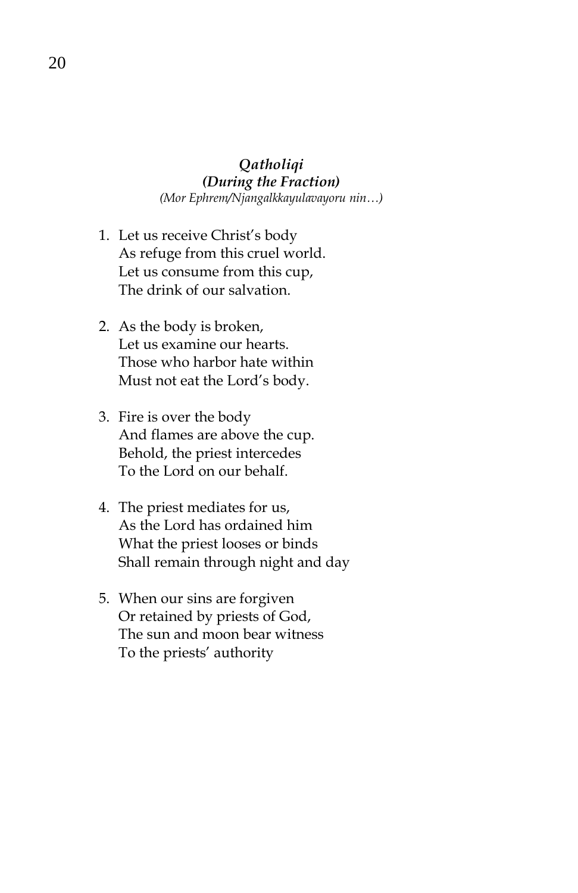### *Qatholiqi*
### *(During the Fraction)*

*(Mor Ephrem/Njangalkkayulavayoru nin…)*

1. Let us receive Christ's body
   As refuge from this cruel world.
   Let us consume from this cup,
   The drink of our salvation.

2. As the body is broken,
   Let us examine our hearts.
   Those who harbor hate within
   Must not eat the Lord's body.

3. Fire is over the body
   And flames are above the cup.
   Behold, the priest intercedes
   To the Lord on our behalf.

4. The priest mediates for us,
   As the Lord has ordained him
   What the priest looses or binds
   Shall remain through night and day

5. When our sins are forgiven
   Or retained by priests of God,
   The sun and moon bear witness
   To the priests' authority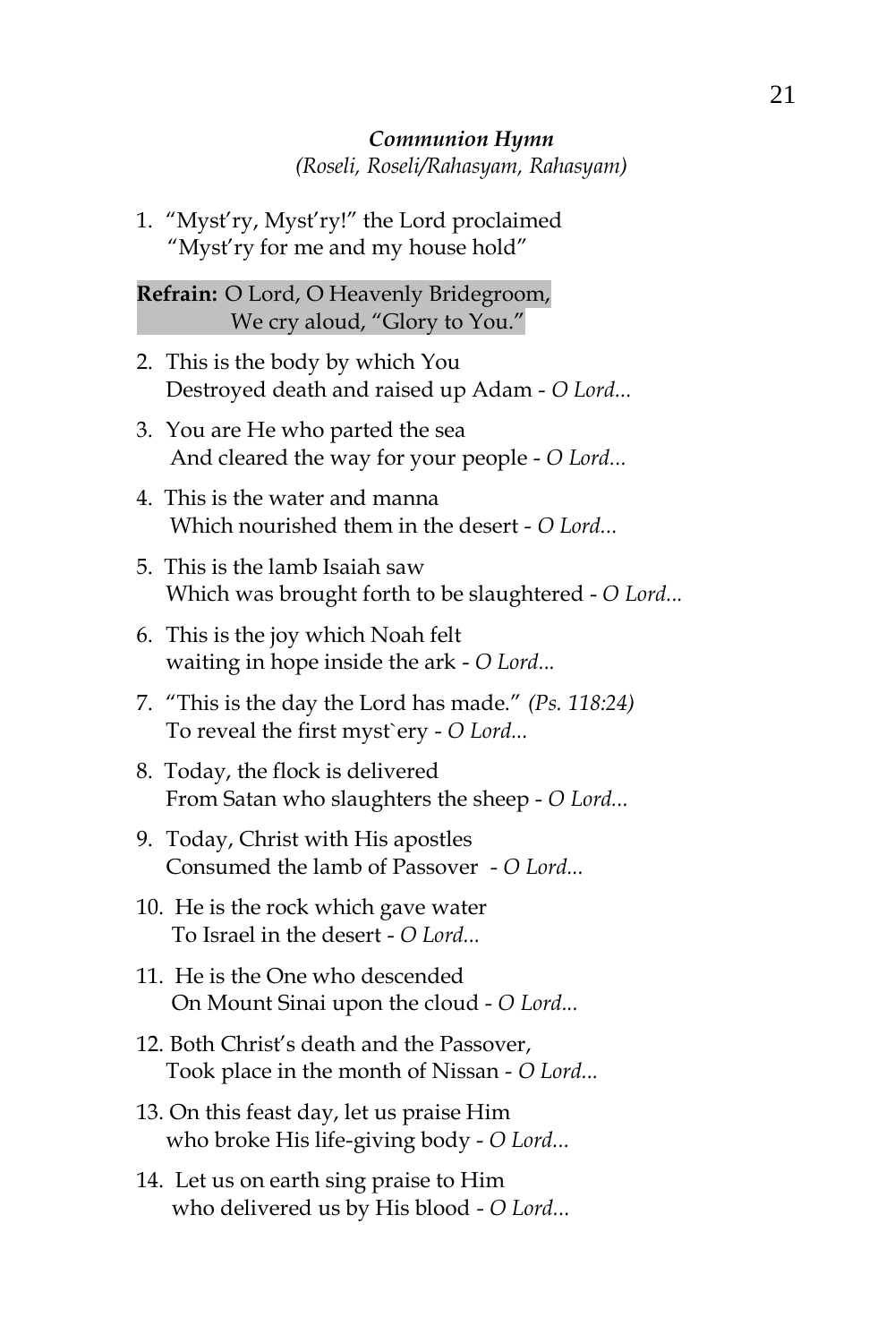### *Communion Hymn*

*(Roseli, Roseli/Rahasyam, Rahasyam)*

1. "Myst'ry, Myst'ry!" the Lord proclaimed
   "Myst'ry for me and my house hold"

**Refrain:** O Lord, O Heavenly Bridegroom,
We cry aloud, "Glory to You."

2. This is the body by which You
   Destroyed death and raised up Adam - *O Lord...*

3. You are He who parted the sea
   And cleared the way for your people - *O Lord...*

4. This is the water and manna
   Which nourished them in the desert - *O Lord...*

5. This is the lamb Isaiah saw
   Which was brought forth to be slaughtered - *O Lord...*

6. This is the joy which Noah felt
   waiting in hope inside the ark - *O Lord...*

7. "This is the day the Lord has made." *(Ps. 118:24)*
   To reveal the first myst`ery - *O Lord...*

8. Today, the flock is delivered
   From Satan who slaughters the sheep - *O Lord...*

9. Today, Christ with His apostles
   Consumed the lamb of Passover - *O Lord...*

10. He is the rock which gave water
    To Israel in the desert - *O Lord...*

11. He is the One who descended
    On Mount Sinai upon the cloud - *O Lord...*

12. Both Christ's death and the Passover,
    Took place in the month of Nissan - *O Lord...*

13. On this feast day, let us praise Him
    who broke His life-giving body - *O Lord...*

14. Let us on earth sing praise to Him
    who delivered us by His blood - *O Lord...*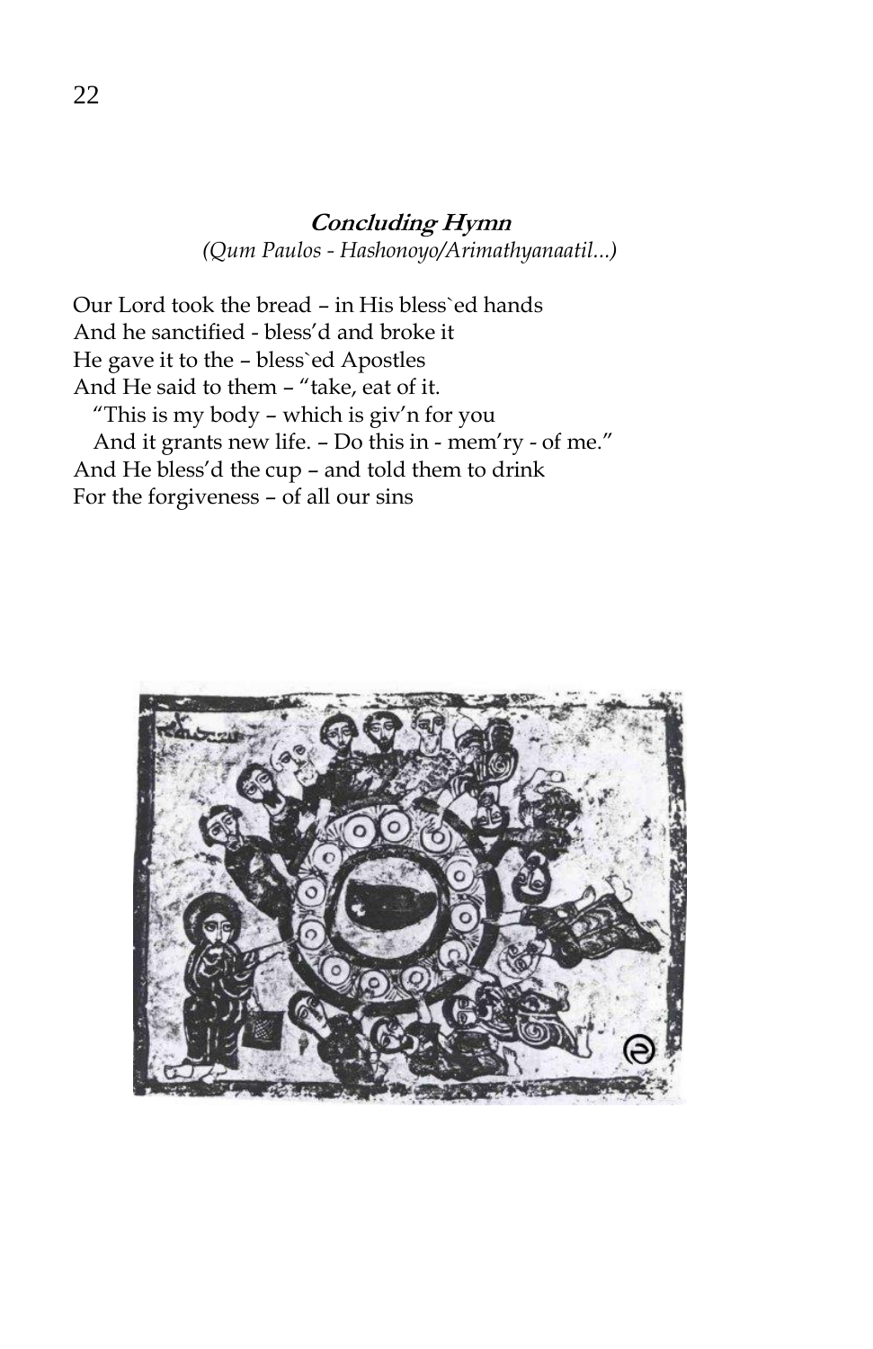**Concluding Hymn**

*(Qum Paulos - Hashonoyo/Arimathyanaatil...)*

Our Lord took the bread – in His bless`ed hands
And he sanctified - bless'd and broke it
He gave it to the – bless`ed Apostles
And He said to them – "take, eat of it.
"This is my body – which is giv'n for you
And it grants new life. – Do this in - mem'ry - of me."
And He bless'd the cup – and told them to drink
For the forgiveness – of all our sins